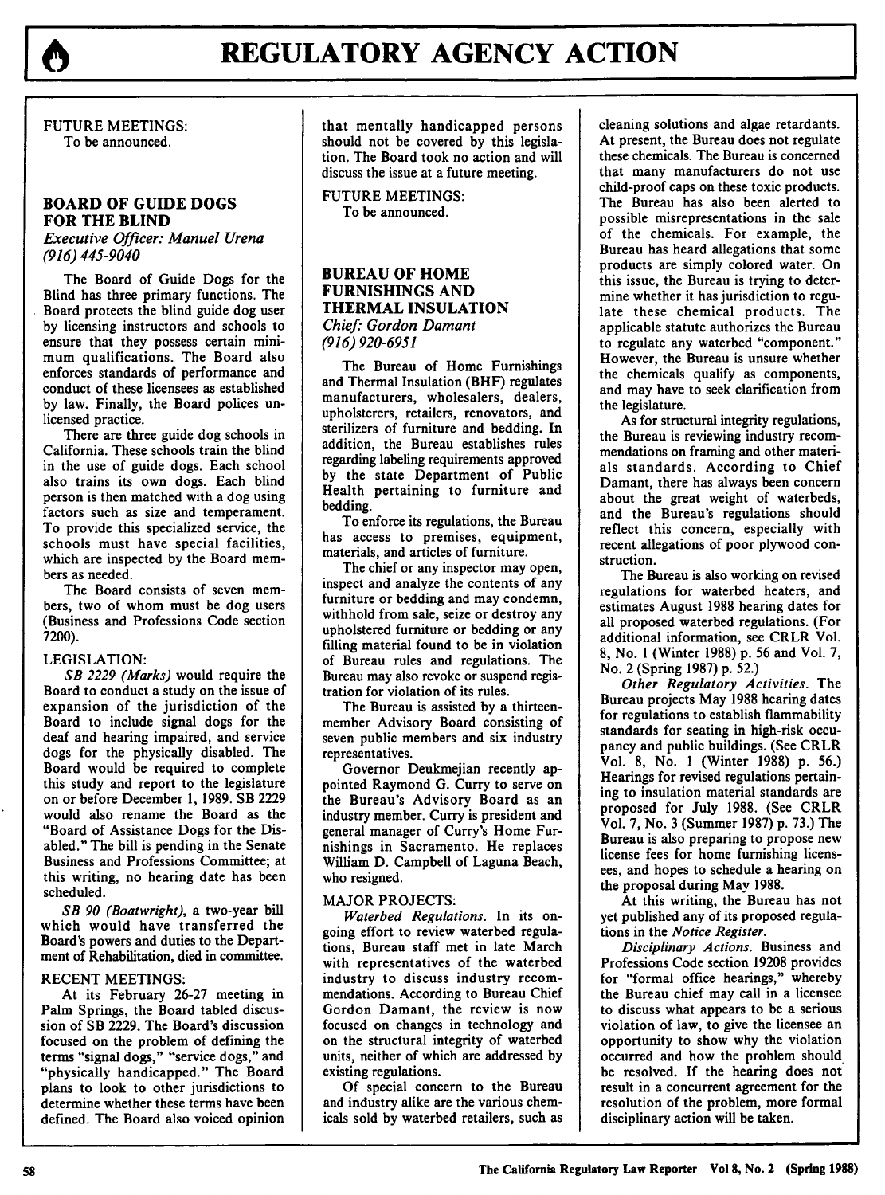FUTURE MEETINGS:
To be announced.

## BOARD OF GUIDE DOGS FOR THE BLIND

*Executive Officer: Manuel Urena*
*(916) 445-9040*

The Board of Guide Dogs for the Blind has three primary functions. The Board protects the blind guide dog user by licensing instructors and schools to ensure that they possess certain minimum qualifications. The Board also enforces standards of performance and conduct of these licensees as established by law. Finally, the Board polices unlicensed practice.

There are three guide dog schools in California. These schools train the blind in the use of guide dogs. Each school also trains its own dogs. Each blind person is then matched with a dog using factors such as size and temperament. To provide this specialized service, the schools must have special facilities, which are inspected by the Board members as needed.

The Board consists of seven members, two of whom must be dog users (Business and Professions Code section 7200).

LEGISLATION:

*SB 2229 (Marks)* would require the Board to conduct a study on the issue of expansion of the jurisdiction of the Board to include signal dogs for the deaf and hearing impaired, and service dogs for the physically disabled. The Board would be required to complete this study and report to the legislature on or before December 1, 1989. SB 2229 would also rename the Board as the "Board of Assistance Dogs for the Disabled." The bill is pending in the Senate Business and Professions Committee; at this writing, no hearing date has been scheduled.

*SB 90 (Boatwright)*, a two-year bill which would have transferred the Board's powers and duties to the Department of Rehabilitation, died in committee.

RECENT MEETINGS:

At its February 26-27 meeting in Palm Springs, the Board tabled discussion of SB 2229. The Board's discussion focused on the problem of defining the terms "signal dogs," "service dogs," and "physically handicapped." The Board plans to look to other jurisdictions to determine whether these terms have been defined. The Board also voiced opinion that mentally handicapped persons should not be covered by this legislation. The Board took no action and will discuss the issue at a future meeting.

FUTURE MEETINGS:
To be announced.

## BUREAU OF HOME FURNISHINGS AND THERMAL INSULATION

*Chief: Gordon Damant*
*(916) 920-6951*

The Bureau of Home Furnishings and Thermal Insulation (BHF) regulates manufacturers, wholesalers, dealers, upholsterers, retailers, renovators, and sterilizers of furniture and bedding. In addition, the Bureau establishes rules regarding labeling requirements approved by the state Department of Public Health pertaining to furniture and bedding.

To enforce its regulations, the Bureau has access to premises, equipment, materials, and articles of furniture.

The chief or any inspector may open, inspect and analyze the contents of any furniture or bedding and may condemn, withhold from sale, seize or destroy any upholstered furniture or bedding or any filling material found to be in violation of Bureau rules and regulations. The Bureau may also revoke or suspend registration for violation of its rules.

The Bureau is assisted by a thirteen-member Advisory Board consisting of seven public members and six industry representatives.

Governor Deukmejian recently appointed Raymond G. Curry to serve on the Bureau's Advisory Board as an industry member. Curry is president and general manager of Curry's Home Furnishings in Sacramento. He replaces William D. Campbell of Laguna Beach, who resigned.

MAJOR PROJECTS:

*Waterbed Regulations.* In its ongoing effort to review waterbed regulations, Bureau staff met in late March with representatives of the waterbed industry to discuss industry recommendations. According to Bureau Chief Gordon Damant, the review is now focused on changes in technology and on the structural integrity of waterbed units, neither of which are addressed by existing regulations.

Of special concern to the Bureau and industry alike are the various chemicals sold by waterbed retailers, such as cleaning solutions and algae retardants. At present, the Bureau does not regulate these chemicals. The Bureau is concerned that many manufacturers do not use child-proof caps on these toxic products. The Bureau has also been alerted to possible misrepresentations in the sale of the chemicals. For example, the Bureau has heard allegations that some products are simply colored water. On this issue, the Bureau is trying to determine whether it has jurisdiction to regulate these chemical products. The applicable statute authorizes the Bureau to regulate any waterbed "component." However, the Bureau is unsure whether the chemicals qualify as components, and may have to seek clarification from the legislature.

As for structural integrity regulations, the Bureau is reviewing industry recommendations on framing and other materials standards. According to Chief Damant, there has always been concern about the great weight of waterbeds, and the Bureau's regulations should reflect this concern, especially with recent allegations of poor plywood construction.

The Bureau is also working on revised regulations for waterbed heaters, and estimates August 1988 hearing dates for all proposed waterbed regulations. (For additional information, see CRLR Vol. 8, No. 1 (Winter 1988) p. 56 and Vol. 7, No. 2 (Spring 1987) p. 52.)

*Other Regulatory Activities.* The Bureau projects May 1988 hearing dates for regulations to establish flammability standards for seating in high-risk occupancy and public buildings. (See CRLR Vol. 8, No. 1 (Winter 1988) p. 56.) Hearings for revised regulations pertaining to insulation material standards are proposed for July 1988. (See CRLR Vol. 7, No. 3 (Summer 1987) p. 73.) The Bureau is also preparing to propose new license fees for home furnishing licensees, and hopes to schedule a hearing on the proposal during May 1988.

At this writing, the Bureau has not yet published any of its proposed regulations in the *Notice Register*.

*Disciplinary Actions.* Business and Professions Code section 19208 provides for "formal office hearings," whereby the Bureau chief may call in a licensee to discuss what appears to be a serious violation of law, to give the licensee an opportunity to show why the violation occurred and how the problem should be resolved. If the hearing does not result in a concurrent agreement for the resolution of the problem, more formal disciplinary action will be taken.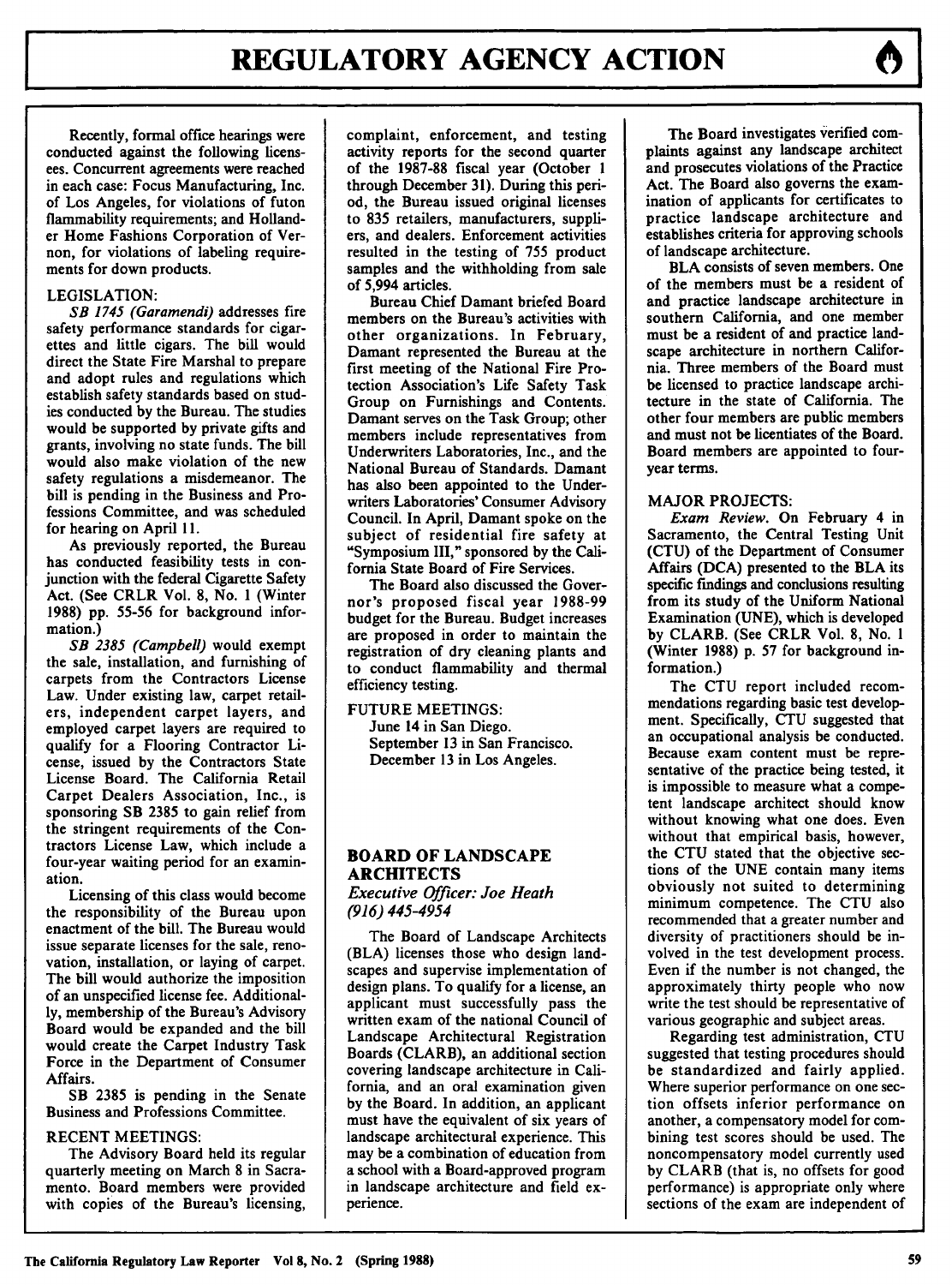Recently, formal office hearings were conducted against the following licensees. Concurrent agreements were reached in each case: Focus Manufacturing, Inc. of Los Angeles, for violations of futon flammability requirements; and Hollander Home Fashions Corporation of Vernon, for violations of labeling requirements for down products.

LEGISLATION:

*SB 1745 (Garamendi)* addresses fire safety performance standards for cigarettes and little cigars. The bill would direct the State Fire Marshal to prepare and adopt rules and regulations which establish safety standards based on studies conducted by the Bureau. The studies would be supported by private gifts and grants, involving no state funds. The bill would also make violation of the new safety regulations a misdemeanor. The bill is pending in the Business and Professions Committee, and was scheduled for hearing on April 11.

As previously reported, the Bureau has conducted feasibility tests in conjunction with the federal Cigarette Safety Act. (See CRLR Vol. 8, No. 1 (Winter 1988) pp. 55-56 for background information.)

*SB 2385 (Campbell)* would exempt the sale, installation, and furnishing of carpets from the Contractors License Law. Under existing law, carpet retailers, independent carpet layers, and employed carpet layers are required to qualify for a Flooring Contractor License, issued by the Contractors State License Board. The California Retail Carpet Dealers Association, Inc., is sponsoring SB 2385 to gain relief from the stringent requirements of the Contractors License Law, which include a four-year waiting period for an examination.

Licensing of this class would become the responsibility of the Bureau upon enactment of the bill. The Bureau would issue separate licenses for the sale, renovation, installation, or laying of carpet. The bill would authorize the imposition of an unspecified license fee. Additionally, membership of the Bureau's Advisory Board would be expanded and the bill would create the Carpet Industry Task Force in the Department of Consumer Affairs.

SB 2385 is pending in the Senate Business and Professions Committee.

RECENT MEETINGS:

The Advisory Board held its regular quarterly meeting on March 8 in Sacramento. Board members were provided with copies of the Bureau's licensing, complaint, enforcement, and testing activity reports for the second quarter of the 1987-88 fiscal year (October 1 through December 31). During this period, the Bureau issued original licenses to 835 retailers, manufacturers, suppliers, and dealers. Enforcement activities resulted in the testing of 755 product samples and the withholding from sale of 5,994 articles.

Bureau Chief Damant briefed Board members on the Bureau's activities with other organizations. In February, Damant represented the Bureau at the first meeting of the National Fire Protection Association's Life Safety Task Group on Furnishings and Contents. Damant serves on the Task Group; other members include representatives from Underwriters Laboratories, Inc., and the National Bureau of Standards. Damant has also been appointed to the Underwriters Laboratories' Consumer Advisory Council. In April, Damant spoke on the subject of residential fire safety at "Symposium III," sponsored by the California State Board of Fire Services.

The Board also discussed the Governor's proposed fiscal year 1988-99 budget for the Bureau. Budget increases are proposed in order to maintain the registration of dry cleaning plants and to conduct flammability and thermal efficiency testing.

FUTURE MEETINGS:

June 14 in San Diego.
September 13 in San Francisco.
December 13 in Los Angeles.

## BOARD OF LANDSCAPE ARCHITECTS

*Executive Officer: Joe Heath*
*(916) 445-4954*

The Board of Landscape Architects (BLA) licenses those who design landscapes and supervise implementation of design plans. To qualify for a license, an applicant must successfully pass the written exam of the national Council of Landscape Architectural Registration Boards (CLARB), an additional section covering landscape architecture in California, and an oral examination given by the Board. In addition, an applicant must have the equivalent of six years of landscape architectural experience. This may be a combination of education from a school with a Board-approved program in landscape architecture and field experience.

The Board investigates verified complaints against any landscape architect and prosecutes violations of the Practice Act. The Board also governs the examination of applicants for certificates to practice landscape architecture and establishes criteria for approving schools of landscape architecture.

BLA consists of seven members. One of the members must be a resident of and practice landscape architecture in southern California, and one member must be a resident of and practice landscape architecture in northern California. Three members of the Board must be licensed to practice landscape architecture in the state of California. The other four members are public members and must not be licentiates of the Board. Board members are appointed to four-year terms.

MAJOR PROJECTS:

*Exam Review.* On February 4 in Sacramento, the Central Testing Unit (CTU) of the Department of Consumer Affairs (DCA) presented to the BLA its specific findings and conclusions resulting from its study of the Uniform National Examination (UNE), which is developed by CLARB. (See CRLR Vol. 8, No. 1 (Winter 1988) p. 57 for background information.)

The CTU report included recommendations regarding basic test development. Specifically, CTU suggested that an occupational analysis be conducted. Because exam content must be representative of the practice being tested, it is impossible to measure what a competent landscape architect should know without knowing what one does. Even without that empirical basis, however, the CTU stated that the objective sections of the UNE contain many items obviously not suited to determining minimum competence. The CTU also recommended that a greater number and diversity of practitioners should be involved in the test development process. Even if the number is not changed, the approximately thirty people who now write the test should be representative of various geographic and subject areas.

Regarding test administration, CTU suggested that testing procedures should be standardized and fairly applied. Where superior performance on one section offsets inferior performance on another, a compensatory model for combining test scores should be used. The noncompensatory model currently used by CLARB (that is, no offsets for good performance) is appropriate only where sections of the exam are independent of